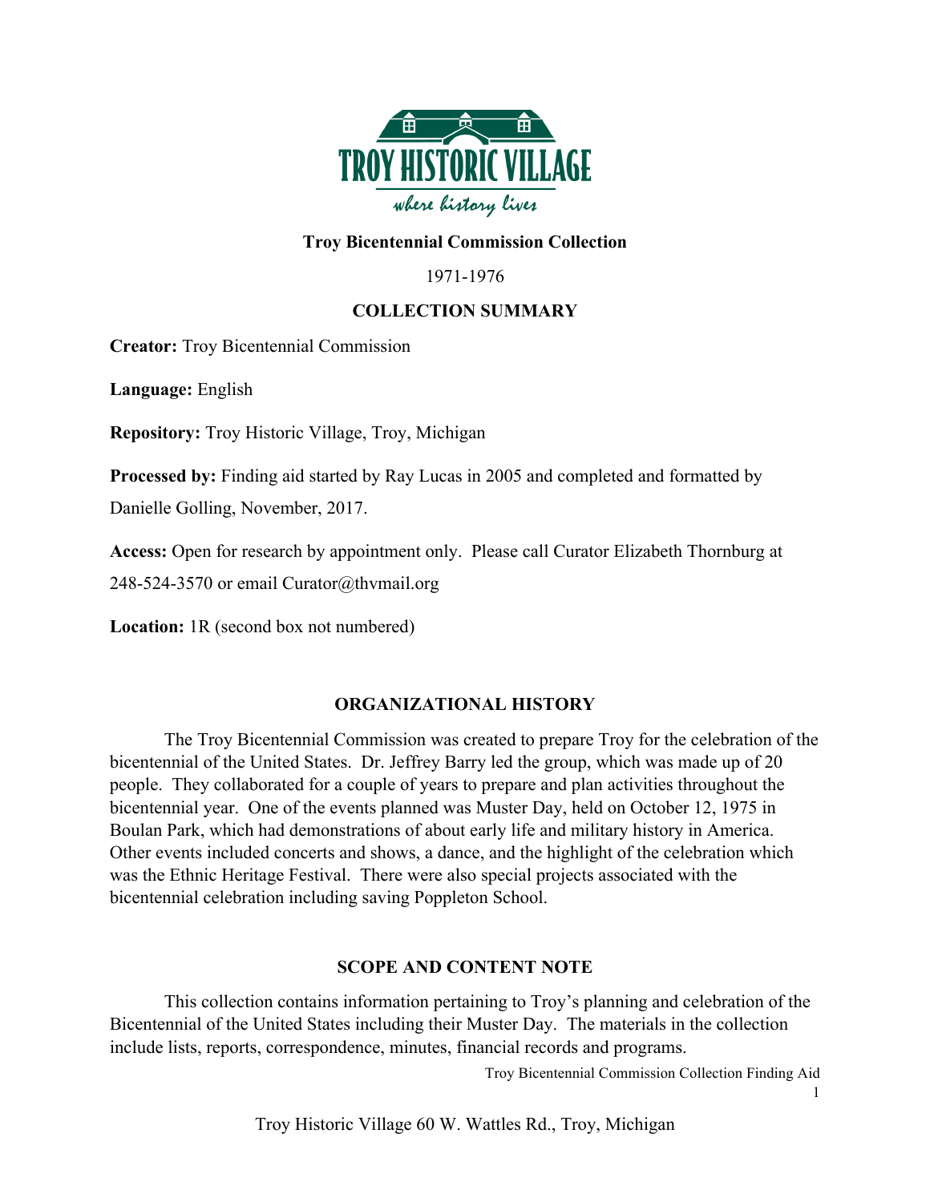# Troy Bicentennial Commission Collection

1971-1976

## COLLECTION SUMMARY

**Creator:** Troy Bicentennial Commission

**Language:** English

**Repository:** Troy Historic Village, Troy, Michigan

**Processed by:** Finding aid started by Ray Lucas in 2005 and completed and formatted by Danielle Golling, November, 2017.

**Access:** Open for research by appointment only. Please call Curator Elizabeth Thornburg at 248-524-3570 or email Curator@thvmail.org

**Location:** 1R (second box not numbered)

## ORGANIZATIONAL HISTORY

The Troy Bicentennial Commission was created to prepare Troy for the celebration of the bicentennial of the United States. Dr. Jeffrey Barry led the group, which was made up of 20 people. They collaborated for a couple of years to prepare and plan activities throughout the bicentennial year. One of the events planned was Muster Day, held on October 12, 1975 in Boulan Park, which had demonstrations of about early life and military history in America. Other events included concerts and shows, a dance, and the highlight of the celebration which was the Ethnic Heritage Festival. There were also special projects associated with the bicentennial celebration including saving Poppleton School.

## SCOPE AND CONTENT NOTE

This collection contains information pertaining to Troy's planning and celebration of the Bicentennial of the United States including their Muster Day. The materials in the collection include lists, reports, correspondence, minutes, financial records and programs.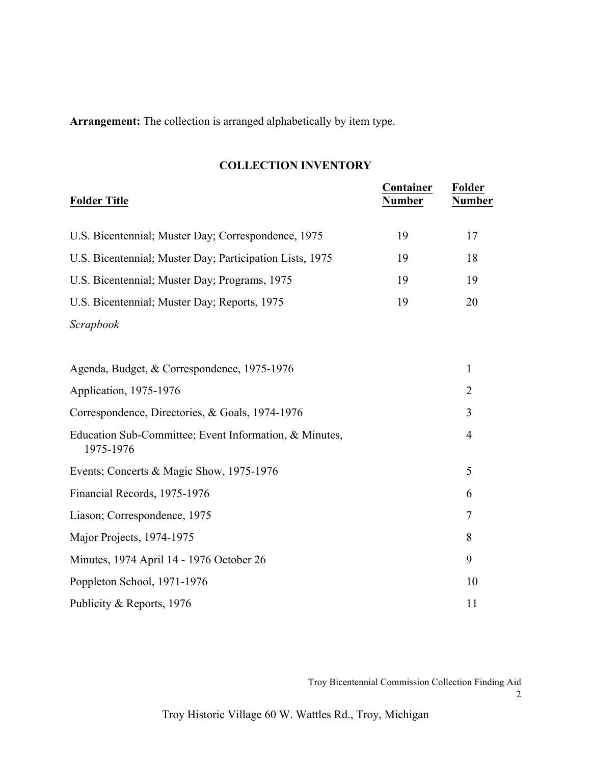**Arrangement:** The collection is arranged alphabetically by item type.

## COLLECTION INVENTORY

| Folder Title | Container Number | Folder Number |
|---|---|---|
| U.S. Bicentennial; Muster Day; Correspondence, 1975 | 19 | 17 |
| U.S. Bicentennial; Muster Day; Participation Lists, 1975 | 19 | 18 |
| U.S. Bicentennial; Muster Day; Programs, 1975 | 19 | 19 |
| U.S. Bicentennial; Muster Day; Reports, 1975 | 19 | 20 |
| *Scrapbook* | | |
| Agenda, Budget, & Correspondence, 1975-1976 | | 1 |
| Application, 1975-1976 | | 2 |
| Correspondence, Directories, & Goals, 1974-1976 | | 3 |
| Education Sub-Committee; Event Information, & Minutes, 1975-1976 | | 4 |
| Events; Concerts & Magic Show, 1975-1976 | | 5 |
| Financial Records, 1975-1976 | | 6 |
| Liason; Correspondence, 1975 | | 7 |
| Major Projects, 1974-1975 | | 8 |
| Minutes, 1974 April 14 - 1976 October 26 | | 9 |
| Poppleton School, 1971-1976 | | 10 |
| Publicity & Reports, 1976 | | 11 |

Troy Historic Village 60 W. Wattles Rd., Troy, Michigan